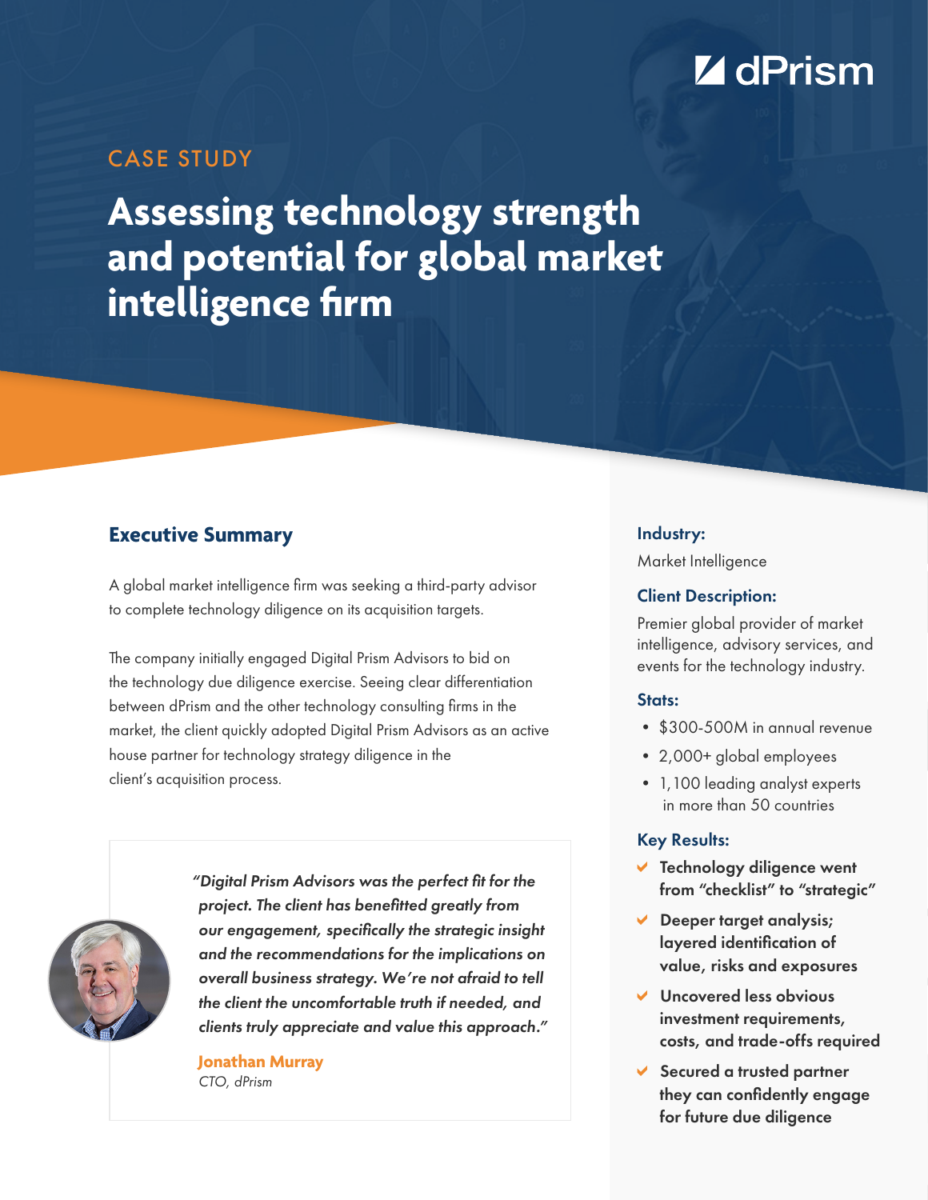dPrism

CASE STUDY

# Assessing technology strength and potential for global market intelligence firm

## Executive Summary

A global market intelligence firm was seeking a third-party advisor to complete technology diligence on its acquisition targets.

The company initially engaged Digital Prism Advisors to bid on the technology due diligence exercise. Seeing clear differentiation between dPrism and the other technology consulting firms in the market, the client quickly adopted Digital Prism Advisors as an active house partner for technology strategy diligence in the client's acquisition process.

> *"Digital Prism Advisors was the perfect fit for the project. The client has benefitted greatly from our engagement, specifically the strategic insight and the recommendations for the implications on overall business strategy. We're not afraid to tell the client the uncomfortable truth if needed, and clients truly appreciate and value this approach."*
>
> **Jonathan Murray**
> *CTO, dPrism*

### Industry:

Market Intelligence

### Client Description:

Premier global provider of market intelligence, advisory services, and events for the technology industry.

### Stats:

- $300-500M in annual revenue
- 2,000+ global employees
- 1,100 leading analyst experts in more than 50 countries

### Key Results:

- ✔ Technology diligence went from "checklist" to "strategic"
- ✔ Deeper target analysis; layered identification of value, risks and exposures
- ✔ Uncovered less obvious investment requirements, costs, and trade-offs required
- ✔ Secured a trusted partner they can confidently engage for future due diligence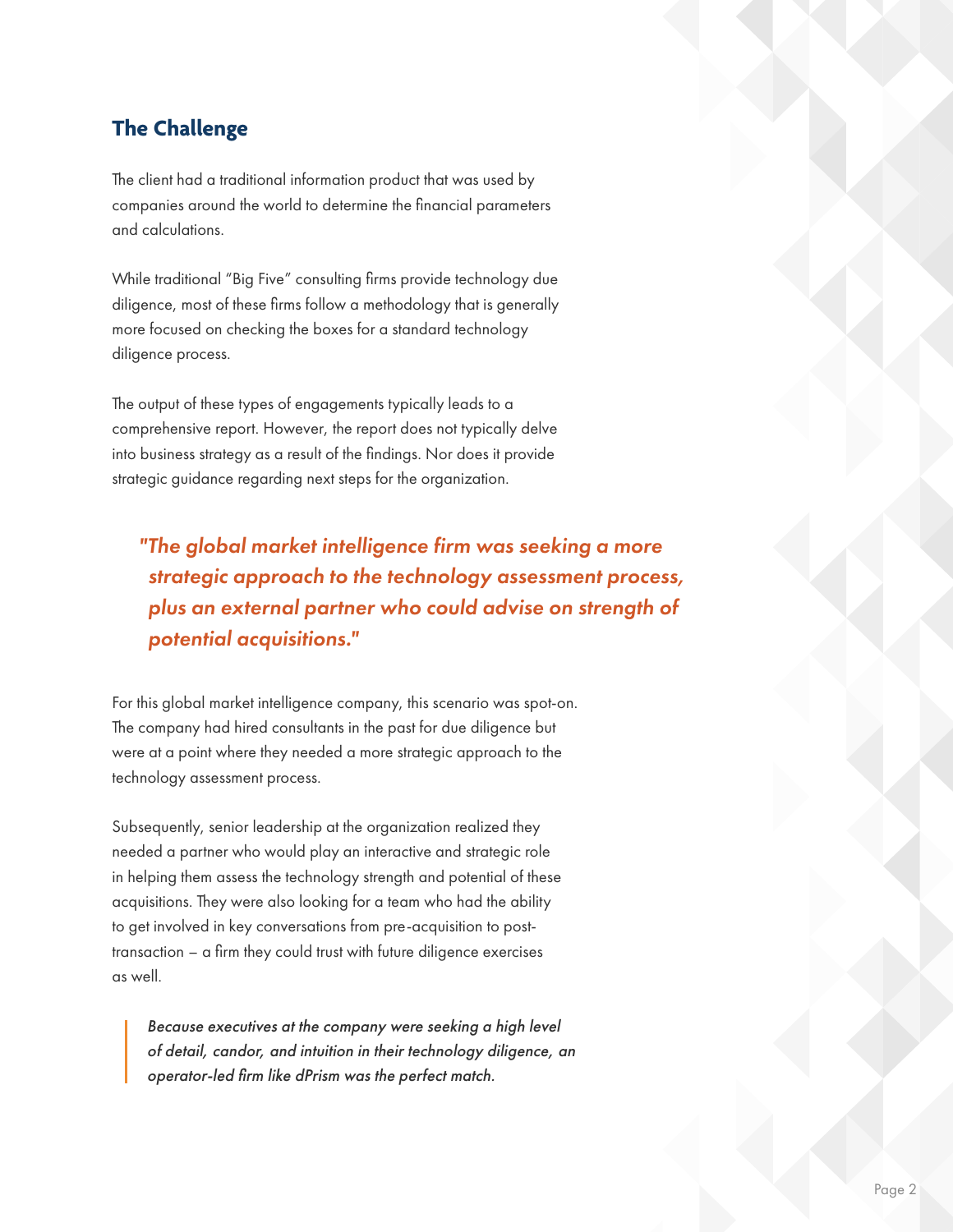## The Challenge

The client had a traditional information product that was used by companies around the world to determine the financial parameters and calculations.

While traditional "Big Five" consulting firms provide technology due diligence, most of these firms follow a methodology that is generally more focused on checking the boxes for a standard technology diligence process.

The output of these types of engagements typically leads to a comprehensive report. However, the report does not typically delve into business strategy as a result of the findings. Nor does it provide strategic guidance regarding next steps for the organization.

> *"The global market intelligence firm was seeking a more strategic approach to the technology assessment process, plus an external partner who could advise on strength of potential acquisitions."*

For this global market intelligence company, this scenario was spot-on. The company had hired consultants in the past for due diligence but were at a point where they needed a more strategic approach to the technology assessment process.

Subsequently, senior leadership at the organization realized they needed a partner who would play an interactive and strategic role in helping them assess the technology strength and potential of these acquisitions. They were also looking for a team who had the ability to get involved in key conversations from pre-acquisition to post-transaction – a firm they could trust with future diligence exercises as well.

> *Because executives at the company were seeking a high level of detail, candor, and intuition in their technology diligence, an operator-led firm like dPrism was the perfect match.*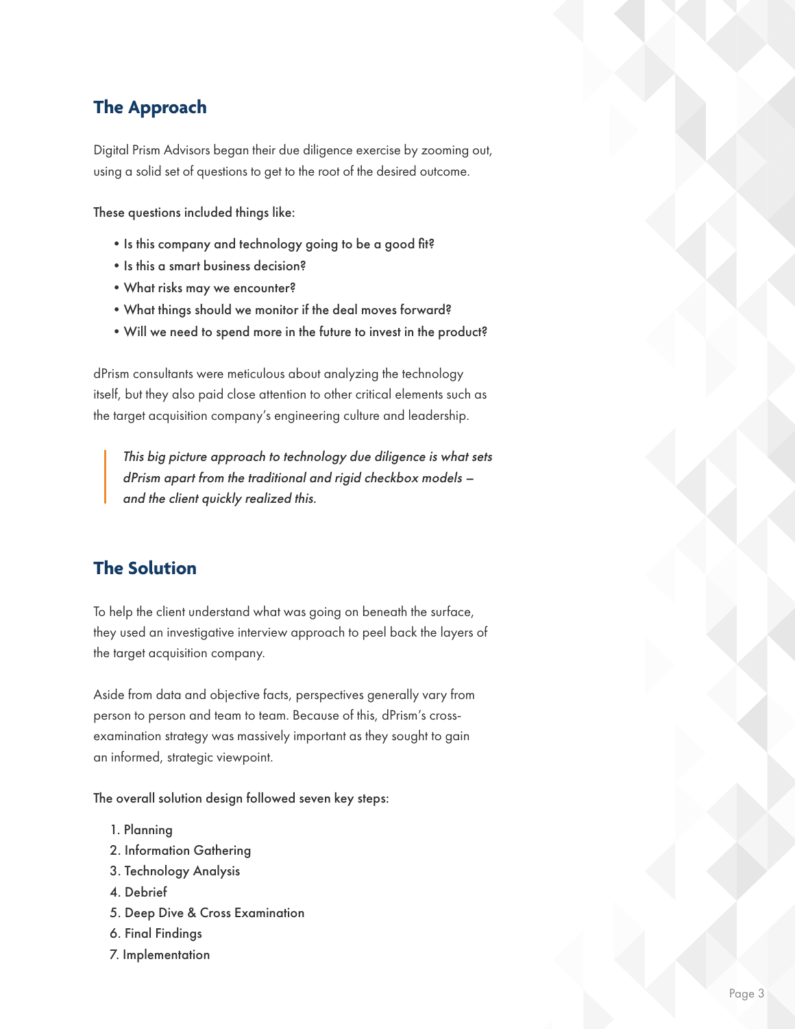## The Approach

Digital Prism Advisors began their due diligence exercise by zooming out, using a solid set of questions to get to the root of the desired outcome.

These questions included things like:

- Is this company and technology going to be a good fit?
- Is this a smart business decision?
- What risks may we encounter?
- What things should we monitor if the deal moves forward?
- Will we need to spend more in the future to invest in the product?

dPrism consultants were meticulous about analyzing the technology itself, but they also paid close attention to other critical elements such as the target acquisition company's engineering culture and leadership.

> *This big picture approach to technology due diligence is what sets dPrism apart from the traditional and rigid checkbox models – and the client quickly realized this.*

## The Solution

To help the client understand what was going on beneath the surface, they used an investigative interview approach to peel back the layers of the target acquisition company.

Aside from data and objective facts, perspectives generally vary from person to person and team to team. Because of this, dPrism's cross-examination strategy was massively important as they sought to gain an informed, strategic viewpoint.

The overall solution design followed seven key steps:

1. Planning
2. Information Gathering
3. Technology Analysis
4. Debrief
5. Deep Dive & Cross Examination
6. Final Findings
7. Implementation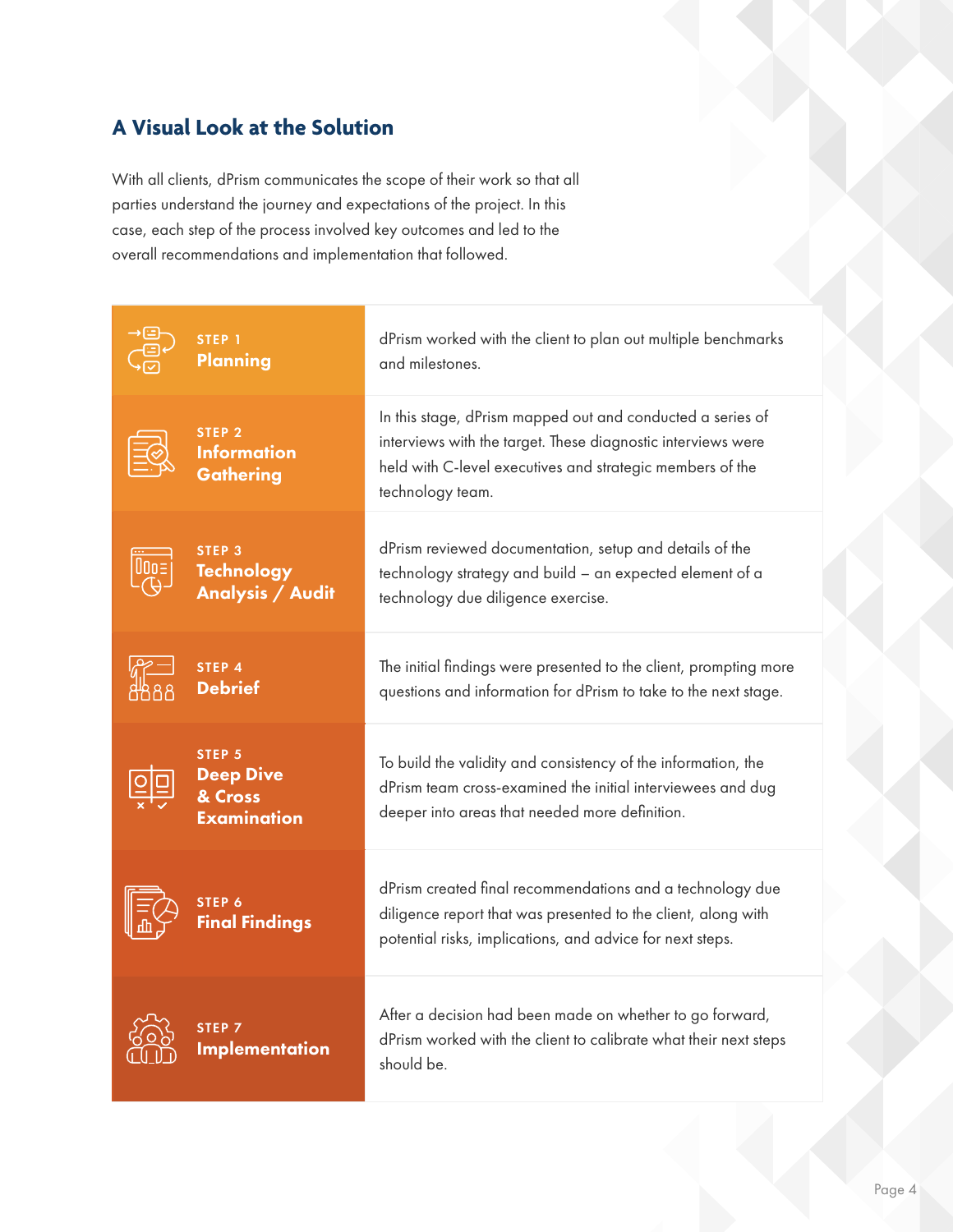## A Visual Look at the Solution

With all clients, dPrism communicates the scope of their work so that all parties understand the journey and expectations of the project. In this case, each step of the process involved key outcomes and led to the overall recommendations and implementation that followed.

| | |
|---|---|
| **STEP 1** **Planning** | dPrism worked with the client to plan out multiple benchmarks and milestones. |
| **STEP 2** **Information Gathering** | In this stage, dPrism mapped out and conducted a series of interviews with the target. These diagnostic interviews were held with C-level executives and strategic members of the technology team. |
| **STEP 3** **Technology Analysis / Audit** | dPrism reviewed documentation, setup and details of the technology strategy and build – an expected element of a technology due diligence exercise. |
| **STEP 4** **Debrief** | The initial findings were presented to the client, prompting more questions and information for dPrism to take to the next stage. |
| **STEP 5** **Deep Dive & Cross Examination** | To build the validity and consistency of the information, the dPrism team cross-examined the initial interviewees and dug deeper into areas that needed more definition. |
| **STEP 6** **Final Findings** | dPrism created final recommendations and a technology due diligence report that was presented to the client, along with potential risks, implications, and advice for next steps. |
| **STEP 7** **Implementation** | After a decision had been made on whether to go forward, dPrism worked with the client to calibrate what their next steps should be. |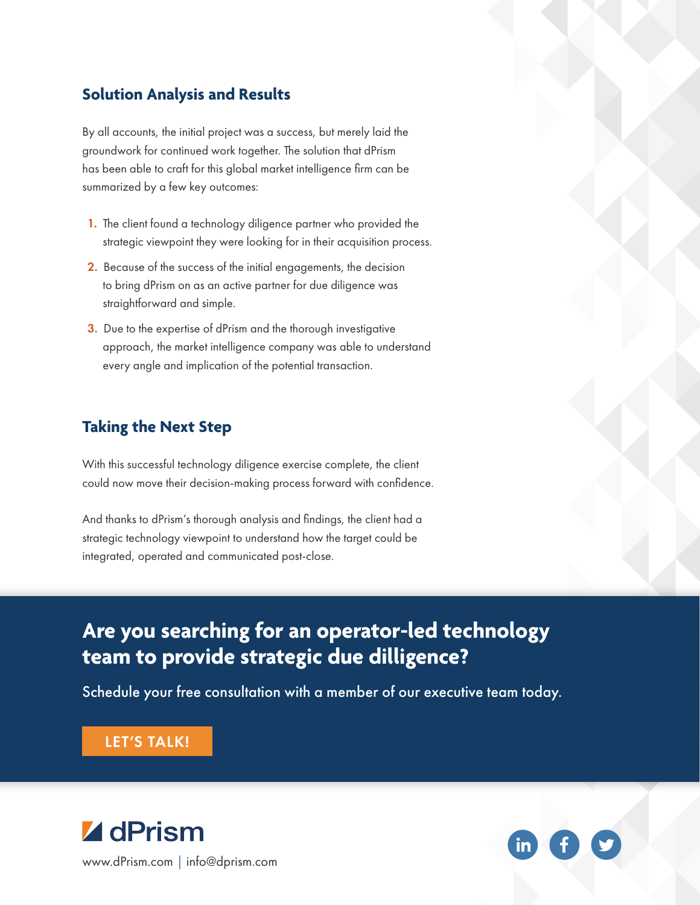## Solution Analysis and Results

By all accounts, the initial project was a success, but merely laid the groundwork for continued work together. The solution that dPrism has been able to craft for this global market intelligence firm can be summarized by a few key outcomes:

1. The client found a technology diligence partner who provided the strategic viewpoint they were looking for in their acquisition process.
2. Because of the success of the initial engagements, the decision to bring dPrism on as an active partner for due diligence was straightforward and simple.
3. Due to the expertise of dPrism and the thorough investigative approach, the market intelligence company was able to understand every angle and implication of the potential transaction.

## Taking the Next Step

With this successful technology diligence exercise complete, the client could now move their decision-making process forward with confidence.

And thanks to dPrism's thorough analysis and findings, the client had a strategic technology viewpoint to understand how the target could be integrated, operated and communicated post-close.

## Are you searching for an operator-led technology team to provide strategic due dilligence?

Schedule your free consultation with a member of our executive team today.

**LET'S TALK!**

dPrism

www.dPrism.com | info@dprism.com